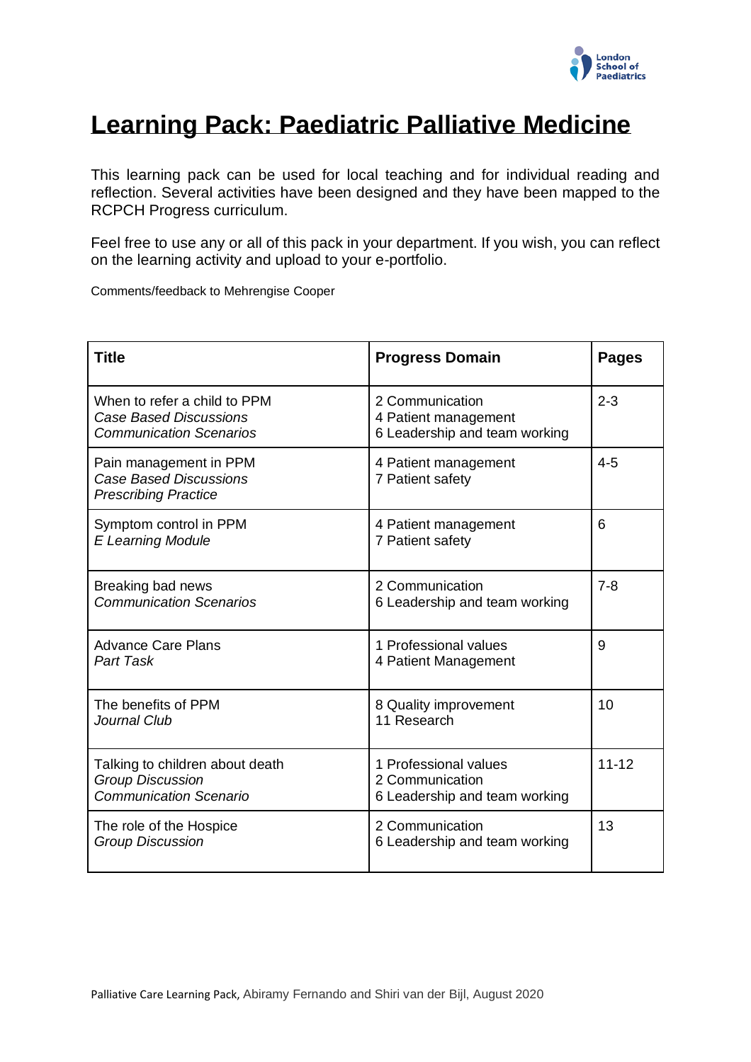# Learning Pack: Paediatric Palliative Medicine

This learning pack can be used for local teaching and for individual reading and reflection. Several activities have been designed and they have been mapped to the RCPCH Progress curriculum.

Feel free to use any or all of this pack in your department. If you wish, you can reflect on the learning activity and upload to your e-portfolio.

Comments/feedback to Mehrengise Cooper

| **Title** | **Progress Domain** | **Pages** |
|---|---|---|
| When to refer a child to PPM<br>*Case Based Discussions*<br>*Communication Scenarios* | 2 Communication<br>4 Patient management<br>6 Leadership and team working | 2-3 |
| Pain management in PPM<br>*Case Based Discussions*<br>*Prescribing Practice* | 4 Patient management<br>7 Patient safety | 4-5 |
| Symptom control in PPM<br>*E Learning Module* | 4 Patient management<br>7 Patient safety | 6 |
| Breaking bad news<br>*Communication Scenarios* | 2 Communication<br>6 Leadership and team working | 7-8 |
| Advance Care Plans<br>*Part Task* | 1 Professional values<br>4 Patient Management | 9 |
| The benefits of PPM<br>*Journal Club* | 8 Quality improvement<br>11 Research | 10 |
| Talking to children about death<br>*Group Discussion*<br>*Communication Scenario* | 1 Professional values<br>2 Communication<br>6 Leadership and team working | 11-12 |
| The role of the Hospice<br>*Group Discussion* | 2 Communication<br>6 Leadership and team working | 13 |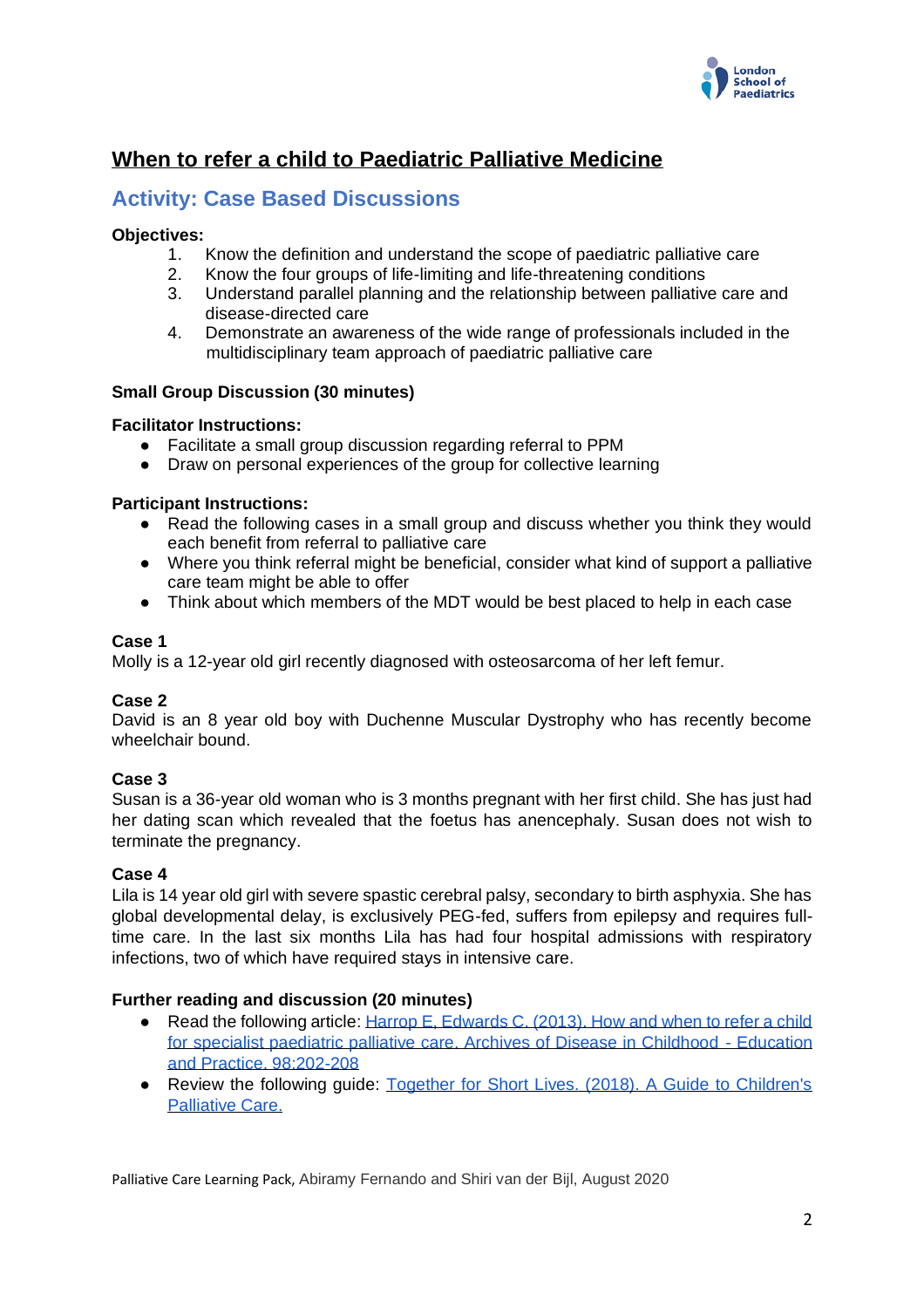# When to refer a child to Paediatric Palliative Medicine

## Activity: Case Based Discussions

**Objectives:**

1. Know the definition and understand the scope of paediatric palliative care
2. Know the four groups of life-limiting and life-threatening conditions
3. Understand parallel planning and the relationship between palliative care and disease-directed care
4. Demonstrate an awareness of the wide range of professionals included in the multidisciplinary team approach of paediatric palliative care

**Small Group Discussion (30 minutes)**

**Facilitator Instructions:**

- Facilitate a small group discussion regarding referral to PPM
- Draw on personal experiences of the group for collective learning

**Participant Instructions:**

- Read the following cases in a small group and discuss whether you think they would each benefit from referral to palliative care
- Where you think referral might be beneficial, consider what kind of support a palliative care team might be able to offer
- Think about which members of the MDT would be best placed to help in each case

**Case 1**

Molly is a 12-year old girl recently diagnosed with osteosarcoma of her left femur.

**Case 2**

David is an 8 year old boy with Duchenne Muscular Dystrophy who has recently become wheelchair bound.

**Case 3**

Susan is a 36-year old woman who is 3 months pregnant with her first child. She has just had her dating scan which revealed that the foetus has anencephaly. Susan does not wish to terminate the pregnancy.

**Case 4**

Lila is 14 year old girl with severe spastic cerebral palsy, secondary to birth asphyxia. She has global developmental delay, is exclusively PEG-fed, suffers from epilepsy and requires full-time care. In the last six months Lila has had four hospital admissions with respiratory infections, two of which have required stays in intensive care.

**Further reading and discussion (20 minutes)**

- Read the following article: Harrop E, Edwards C. (2013). How and when to refer a child for specialist paediatric palliative care. Archives of Disease in Childhood - Education and Practice. 98:202-208
- Review the following guide: Together for Short Lives. (2018). A Guide to Children's Palliative Care.

Palliative Care Learning Pack, Abiramy Fernando and Shiri van der Bijl, August 2020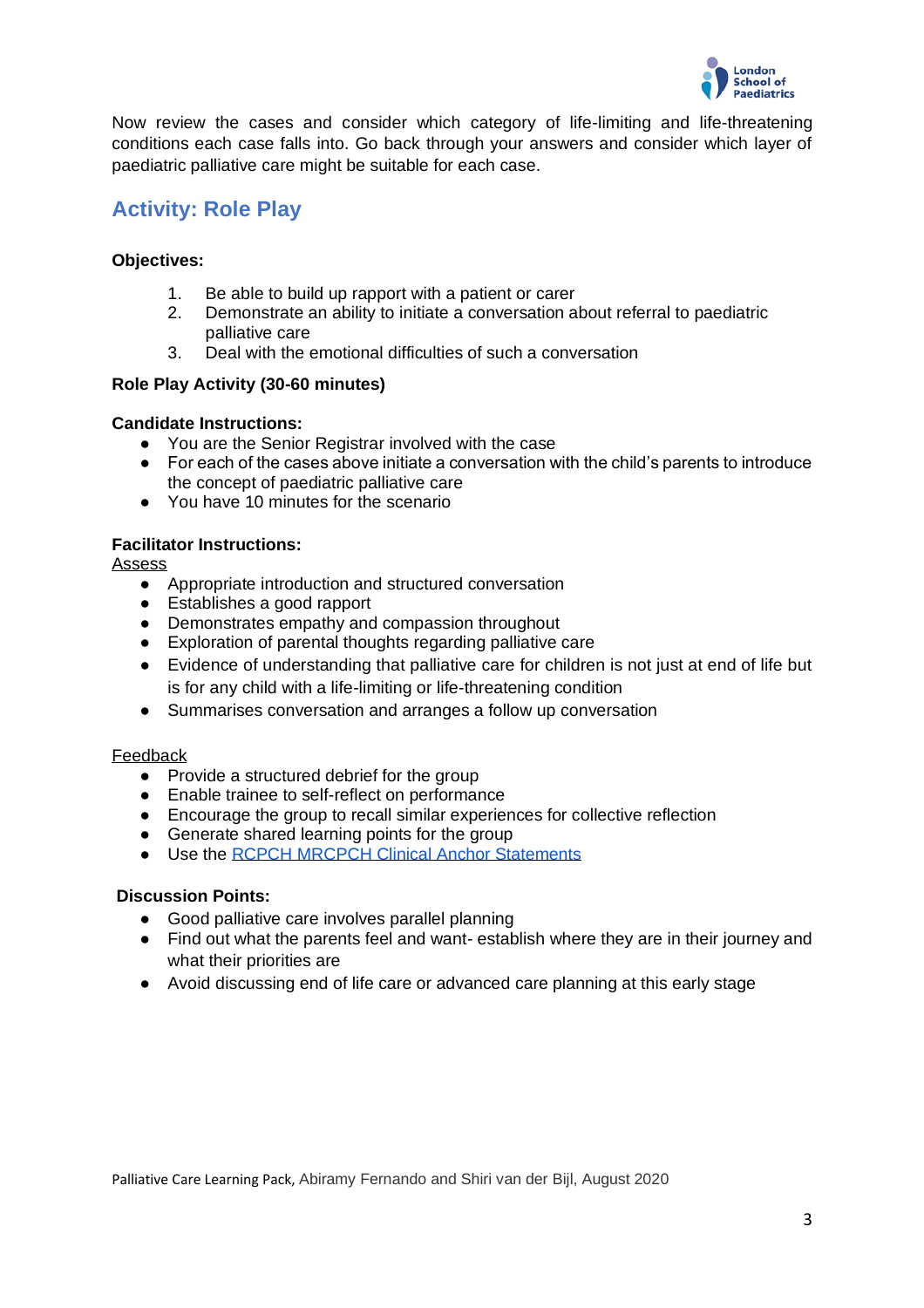Now review the cases and consider which category of life-limiting and life-threatening conditions each case falls into. Go back through your answers and consider which layer of paediatric palliative care might be suitable for each case.

## Activity: Role Play

**Objectives:**

1. Be able to build up rapport with a patient or carer
2. Demonstrate an ability to initiate a conversation about referral to paediatric palliative care
3. Deal with the emotional difficulties of such a conversation

**Role Play Activity (30-60 minutes)**

**Candidate Instructions:**

- You are the Senior Registrar involved with the case
- For each of the cases above initiate a conversation with the child's parents to introduce the concept of paediatric palliative care
- You have 10 minutes for the scenario

**Facilitator Instructions:**

Assess

- Appropriate introduction and structured conversation
- Establishes a good rapport
- Demonstrates empathy and compassion throughout
- Exploration of parental thoughts regarding palliative care
- Evidence of understanding that palliative care for children is not just at end of life but is for any child with a life-limiting or life-threatening condition
- Summarises conversation and arranges a follow up conversation

Feedback

- Provide a structured debrief for the group
- Enable trainee to self-reflect on performance
- Encourage the group to recall similar experiences for collective reflection
- Generate shared learning points for the group
- Use the RCPCH MRCPCH Clinical Anchor Statements

**Discussion Points:**

- Good palliative care involves parallel planning
- Find out what the parents feel and want- establish where they are in their journey and what their priorities are
- Avoid discussing end of life care or advanced care planning at this early stage

Palliative Care Learning Pack, Abiramy Fernando and Shiri van der Bijl, August 2020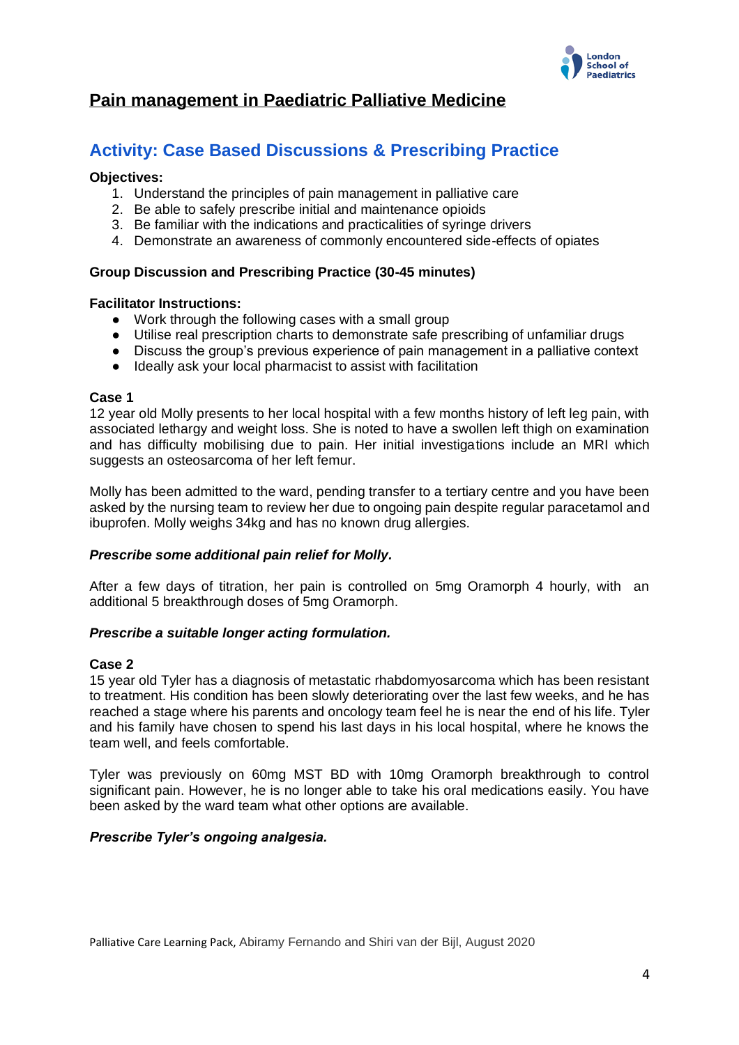# Pain management in Paediatric Palliative Medicine

## Activity: Case Based Discussions & Prescribing Practice

**Objectives:**

1. Understand the principles of pain management in palliative care
2. Be able to safely prescribe initial and maintenance opioids
3. Be familiar with the indications and practicalities of syringe drivers
4. Demonstrate an awareness of commonly encountered side-effects of opiates

**Group Discussion and Prescribing Practice (30-45 minutes)**

**Facilitator Instructions:**

- Work through the following cases with a small group
- Utilise real prescription charts to demonstrate safe prescribing of unfamiliar drugs
- Discuss the group's previous experience of pain management in a palliative context
- Ideally ask your local pharmacist to assist with facilitation

**Case 1**

12 year old Molly presents to her local hospital with a few months history of left leg pain, with associated lethargy and weight loss. She is noted to have a swollen left thigh on examination and has difficulty mobilising due to pain. Her initial investigations include an MRI which suggests an osteosarcoma of her left femur.

Molly has been admitted to the ward, pending transfer to a tertiary centre and you have been asked by the nursing team to review her due to ongoing pain despite regular paracetamol and ibuprofen. Molly weighs 34kg and has no known drug allergies.

***Prescribe some additional pain relief for Molly.***

After a few days of titration, her pain is controlled on 5mg Oramorph 4 hourly, with an additional 5 breakthrough doses of 5mg Oramorph.

***Prescribe a suitable longer acting formulation.***

**Case 2**

15 year old Tyler has a diagnosis of metastatic rhabdomyosarcoma which has been resistant to treatment. His condition has been slowly deteriorating over the last few weeks, and he has reached a stage where his parents and oncology team feel he is near the end of his life. Tyler and his family have chosen to spend his last days in his local hospital, where he knows the team well, and feels comfortable.

Tyler was previously on 60mg MST BD with 10mg Oramorph breakthrough to control significant pain. However, he is no longer able to take his oral medications easily. You have been asked by the ward team what other options are available.

***Prescribe Tyler's ongoing analgesia.***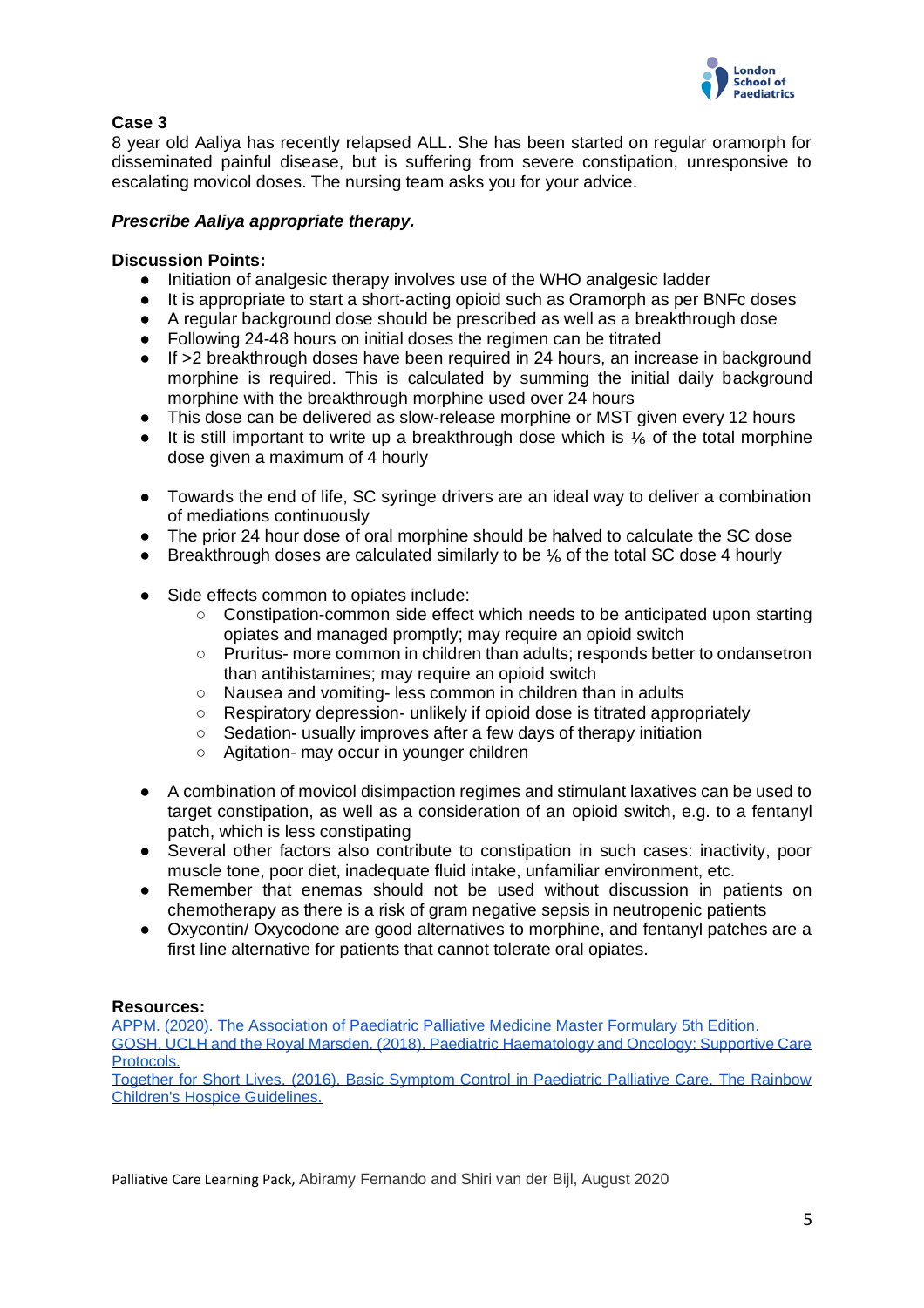**Case 3**

8 year old Aaliya has recently relapsed ALL. She has been started on regular oramorph for disseminated painful disease, but is suffering from severe constipation, unresponsive to escalating movicol doses. The nursing team asks you for your advice.

***Prescribe Aaliya appropriate therapy.***

**Discussion Points:**

- Initiation of analgesic therapy involves use of the WHO analgesic ladder
- It is appropriate to start a short-acting opioid such as Oramorph as per BNFc doses
- A regular background dose should be prescribed as well as a breakthrough dose
- Following 24-48 hours on initial doses the regimen can be titrated
- If >2 breakthrough doses have been required in 24 hours, an increase in background morphine is required. This is calculated by summing the initial daily background morphine with the breakthrough morphine used over 24 hours
- This dose can be delivered as slow-release morphine or MST given every 12 hours
- It is still important to write up a breakthrough dose which is ⅙ of the total morphine dose given a maximum of 4 hourly

- Towards the end of life, SC syringe drivers are an ideal way to deliver a combination of mediations continuously
- The prior 24 hour dose of oral morphine should be halved to calculate the SC dose
- Breakthrough doses are calculated similarly to be ⅙ of the total SC dose 4 hourly

- Side effects common to opiates include:
  - Constipation-common side effect which needs to be anticipated upon starting opiates and managed promptly; may require an opioid switch
  - Pruritus- more common in children than adults; responds better to ondansetron than antihistamines; may require an opioid switch
  - Nausea and vomiting- less common in children than in adults
  - Respiratory depression- unlikely if opioid dose is titrated appropriately
  - Sedation- usually improves after a few days of therapy initiation
  - Agitation- may occur in younger children

- A combination of movicol disimpaction regimes and stimulant laxatives can be used to target constipation, as well as a consideration of an opioid switch, e.g. to a fentanyl patch, which is less constipating
- Several other factors also contribute to constipation in such cases: inactivity, poor muscle tone, poor diet, inadequate fluid intake, unfamiliar environment, etc.
- Remember that enemas should not be used without discussion in patients on chemotherapy as there is a risk of gram negative sepsis in neutropenic patients
- Oxycontin/ Oxycodone are good alternatives to morphine, and fentanyl patches are a first line alternative for patients that cannot tolerate oral opiates.

**Resources:**

APPM. (2020). The Association of Paediatric Palliative Medicine Master Formulary 5th Edition.
GOSH, UCLH and the Royal Marsden. (2018). Paediatric Haematology and Oncology: Supportive Care Protocols.
Together for Short Lives. (2016). Basic Symptom Control in Paediatric Palliative Care. The Rainbow Children's Hospice Guidelines.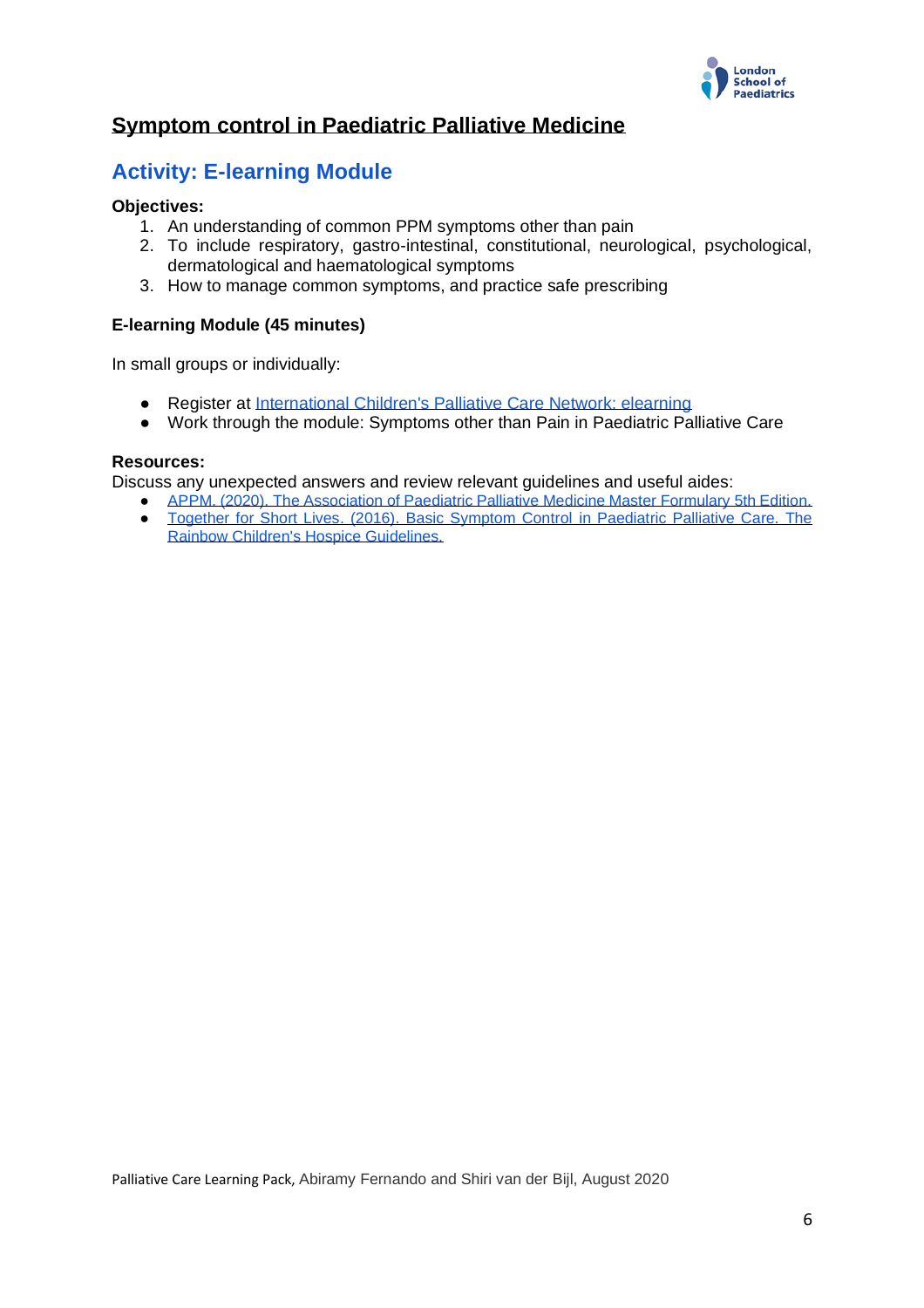# Symptom control in Paediatric Palliative Medicine

## Activity: E-learning Module

**Objectives:**

1. An understanding of common PPM symptoms other than pain
2. To include respiratory, gastro-intestinal, constitutional, neurological, psychological, dermatological and haematological symptoms
3. How to manage common symptoms, and practice safe prescribing

**E-learning Module (45 minutes)**

In small groups or individually:

- Register at International Children's Palliative Care Network: elearning
- Work through the module: Symptoms other than Pain in Paediatric Palliative Care

**Resources:**

Discuss any unexpected answers and review relevant guidelines and useful aides:

- APPM. (2020). The Association of Paediatric Palliative Medicine Master Formulary 5th Edition.
- Together for Short Lives. (2016). Basic Symptom Control in Paediatric Palliative Care. The Rainbow Children's Hospice Guidelines.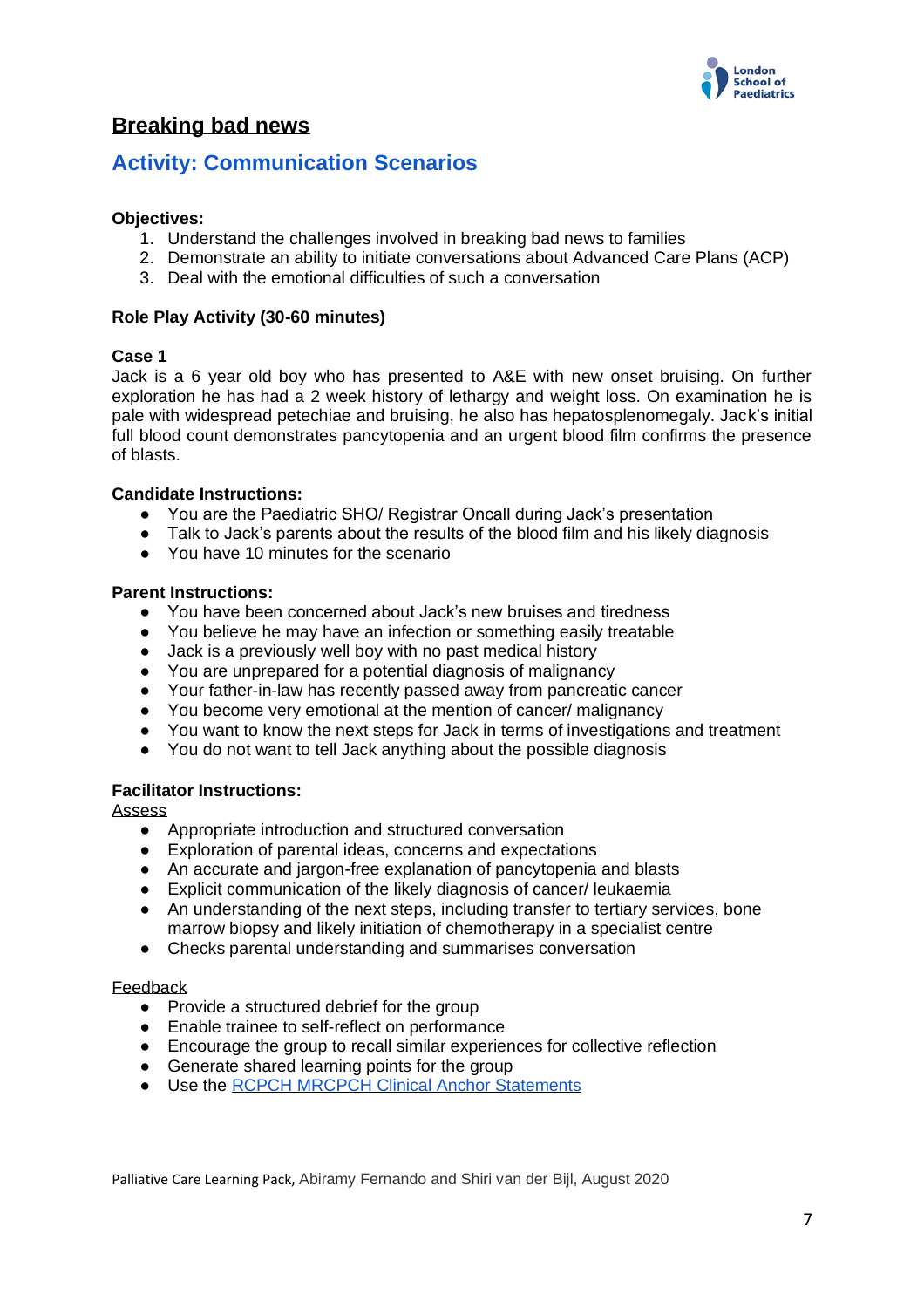## Breaking bad news

### Activity: Communication Scenarios

**Objectives:**

1. Understand the challenges involved in breaking bad news to families
2. Demonstrate an ability to initiate conversations about Advanced Care Plans (ACP)
3. Deal with the emotional difficulties of such a conversation

**Role Play Activity (30-60 minutes)**

**Case 1**

Jack is a 6 year old boy who has presented to A&E with new onset bruising. On further exploration he has had a 2 week history of lethargy and weight loss. On examination he is pale with widespread petechiae and bruising, he also has hepatosplenomegaly. Jack's initial full blood count demonstrates pancytopenia and an urgent blood film confirms the presence of blasts.

**Candidate Instructions:**

- You are the Paediatric SHO/ Registrar Oncall during Jack's presentation
- Talk to Jack's parents about the results of the blood film and his likely diagnosis
- You have 10 minutes for the scenario

**Parent Instructions:**

- You have been concerned about Jack's new bruises and tiredness
- You believe he may have an infection or something easily treatable
- Jack is a previously well boy with no past medical history
- You are unprepared for a potential diagnosis of malignancy
- Your father-in-law has recently passed away from pancreatic cancer
- You become very emotional at the mention of cancer/ malignancy
- You want to know the next steps for Jack in terms of investigations and treatment
- You do not want to tell Jack anything about the possible diagnosis

**Facilitator Instructions:**

Assess

- Appropriate introduction and structured conversation
- Exploration of parental ideas, concerns and expectations
- An accurate and jargon-free explanation of pancytopenia and blasts
- Explicit communication of the likely diagnosis of cancer/ leukaemia
- An understanding of the next steps, including transfer to tertiary services, bone marrow biopsy and likely initiation of chemotherapy in a specialist centre
- Checks parental understanding and summarises conversation

Feedback

- Provide a structured debrief for the group
- Enable trainee to self-reflect on performance
- Encourage the group to recall similar experiences for collective reflection
- Generate shared learning points for the group
- Use the RCPCH MRCPCH Clinical Anchor Statements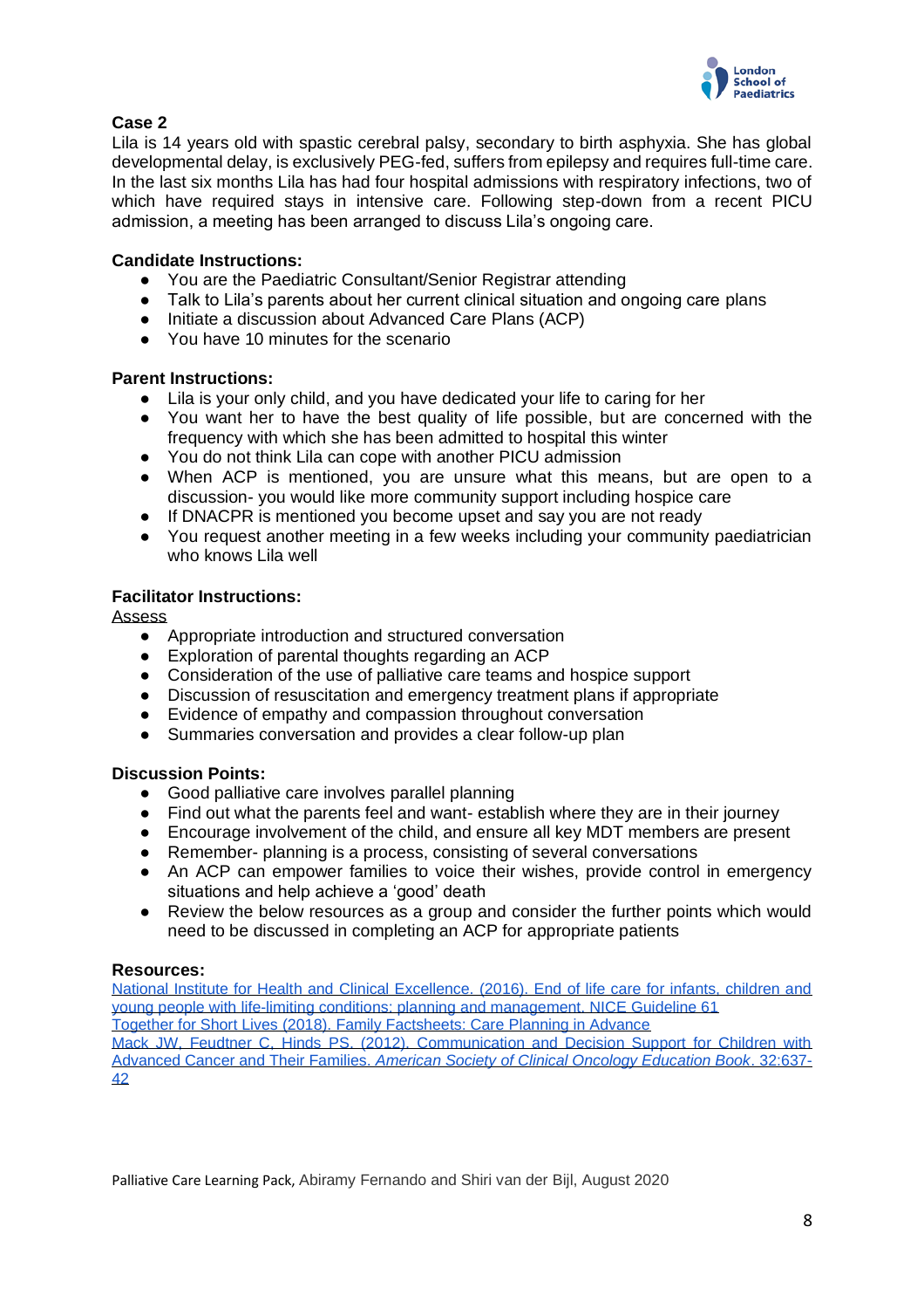## Case 2

Lila is 14 years old with spastic cerebral palsy, secondary to birth asphyxia. She has global developmental delay, is exclusively PEG-fed, suffers from epilepsy and requires full-time care. In the last six months Lila has had four hospital admissions with respiratory infections, two of which have required stays in intensive care. Following step-down from a recent PICU admission, a meeting has been arranged to discuss Lila's ongoing care.

**Candidate Instructions:**

- You are the Paediatric Consultant/Senior Registrar attending
- Talk to Lila's parents about her current clinical situation and ongoing care plans
- Initiate a discussion about Advanced Care Plans (ACP)
- You have 10 minutes for the scenario

**Parent Instructions:**

- Lila is your only child, and you have dedicated your life to caring for her
- You want her to have the best quality of life possible, but are concerned with the frequency with which she has been admitted to hospital this winter
- You do not think Lila can cope with another PICU admission
- When ACP is mentioned, you are unsure what this means, but are open to a discussion- you would like more community support including hospice care
- If DNACPR is mentioned you become upset and say you are not ready
- You request another meeting in a few weeks including your community paediatrician who knows Lila well

**Facilitator Instructions:**

Assess

- Appropriate introduction and structured conversation
- Exploration of parental thoughts regarding an ACP
- Consideration of the use of palliative care teams and hospice support
- Discussion of resuscitation and emergency treatment plans if appropriate
- Evidence of empathy and compassion throughout conversation
- Summaries conversation and provides a clear follow-up plan

**Discussion Points:**

- Good palliative care involves parallel planning
- Find out what the parents feel and want- establish where they are in their journey
- Encourage involvement of the child, and ensure all key MDT members are present
- Remember- planning is a process, consisting of several conversations
- An ACP can empower families to voice their wishes, provide control in emergency situations and help achieve a 'good' death
- Review the below resources as a group and consider the further points which would need to be discussed in completing an ACP for appropriate patients

**Resources:**

National Institute for Health and Clinical Excellence. (2016). End of life care for infants, children and young people with life-limiting conditions: planning and management. NICE Guideline 61

Together for Short Lives (2018). Family Factsheets: Care Planning in Advance

Mack JW, Feudtner C, Hinds PS. (2012). Communication and Decision Support for Children with Advanced Cancer and Their Families. *American Society of Clinical Oncology Education Book*. 32:637-42

Palliative Care Learning Pack, Abiramy Fernando and Shiri van der Bijl, August 2020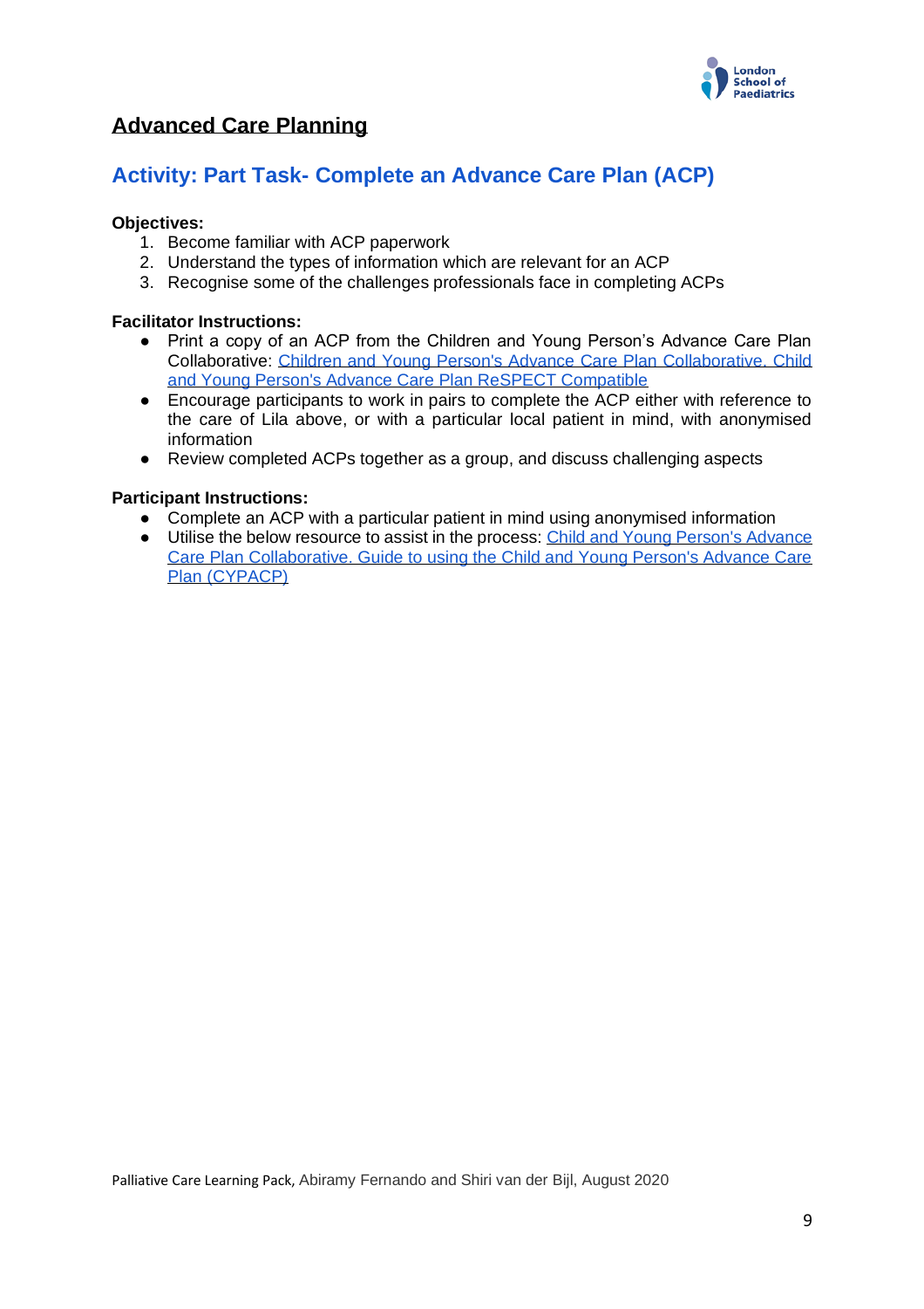## Advanced Care Planning

### Activity: Part Task- Complete an Advance Care Plan (ACP)

**Objectives:**

1. Become familiar with ACP paperwork
2. Understand the types of information which are relevant for an ACP
3. Recognise some of the challenges professionals face in completing ACPs

**Facilitator Instructions:**

- Print a copy of an ACP from the Children and Young Person's Advance Care Plan Collaborative: Children and Young Person's Advance Care Plan Collaborative. Child and Young Person's Advance Care Plan ReSPECT Compatible
- Encourage participants to work in pairs to complete the ACP either with reference to the care of Lila above, or with a particular local patient in mind, with anonymised information
- Review completed ACPs together as a group, and discuss challenging aspects

**Participant Instructions:**

- Complete an ACP with a particular patient in mind using anonymised information
- Utilise the below resource to assist in the process: Child and Young Person's Advance Care Plan Collaborative. Guide to using the Child and Young Person's Advance Care Plan (CYPACP)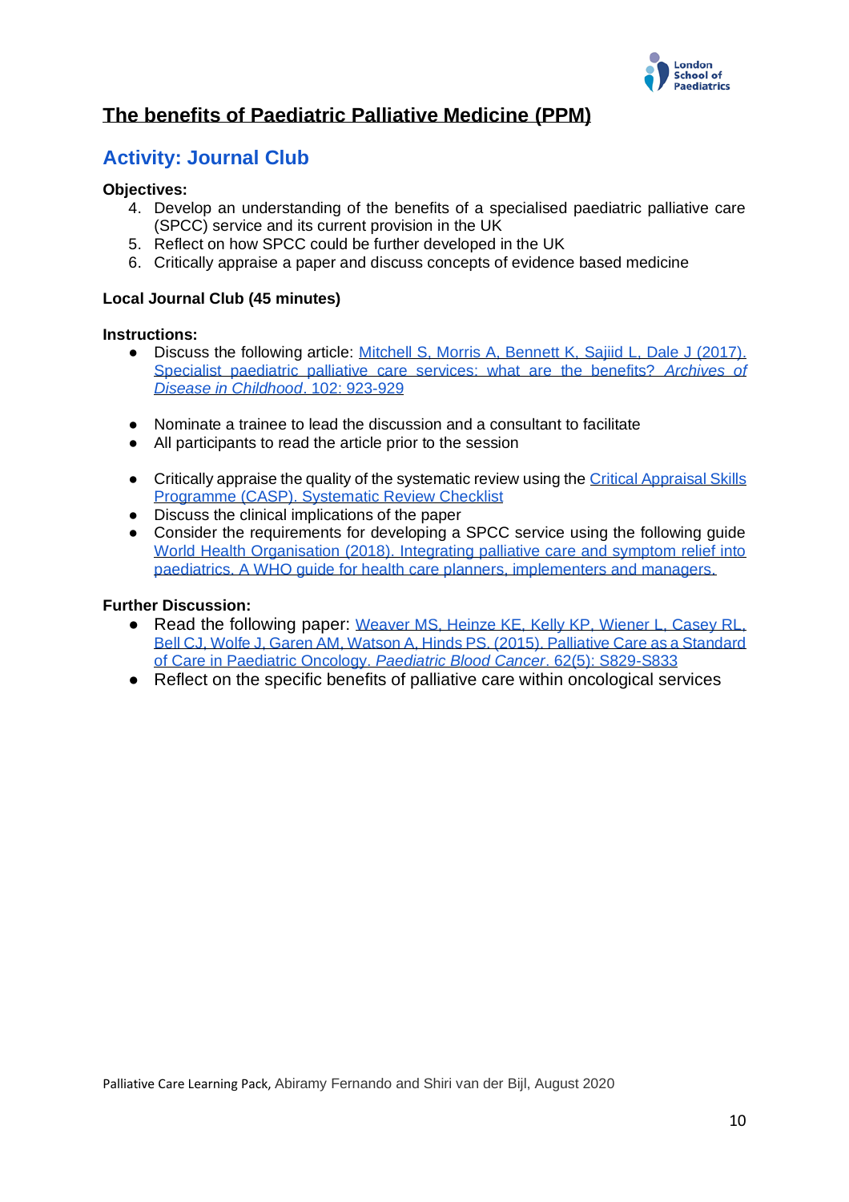## The benefits of Paediatric Palliative Medicine (PPM)

### Activity: Journal Club

**Objectives:**

4. Develop an understanding of the benefits of a specialised paediatric palliative care (SPCC) service and its current provision in the UK
5. Reflect on how SPCC could be further developed in the UK
6. Critically appraise a paper and discuss concepts of evidence based medicine

**Local Journal Club (45 minutes)**

**Instructions:**

- Discuss the following article: Mitchell S, Morris A, Bennett K, Sajiid L, Dale J (2017). Specialist paediatric palliative care services: what are the benefits? *Archives of Disease in Childhood*. 102: 923-929

- Nominate a trainee to lead the discussion and a consultant to facilitate
- All participants to read the article prior to the session

- Critically appraise the quality of the systematic review using the Critical Appraisal Skills Programme (CASP). Systematic Review Checklist
- Discuss the clinical implications of the paper
- Consider the requirements for developing a SPCC service using the following guide World Health Organisation (2018). Integrating palliative care and symptom relief into paediatrics. A WHO guide for health care planners, implementers and managers.

**Further Discussion:**

- Read the following paper: Weaver MS, Heinze KE, Kelly KP, Wiener L, Casey RL, Bell CJ, Wolfe J, Garen AM, Watson A, Hinds PS. (2015). Palliative Care as a Standard of Care in Paediatric Oncology. *Paediatric Blood Cancer*. 62(5): S829-S833
- Reflect on the specific benefits of palliative care within oncological services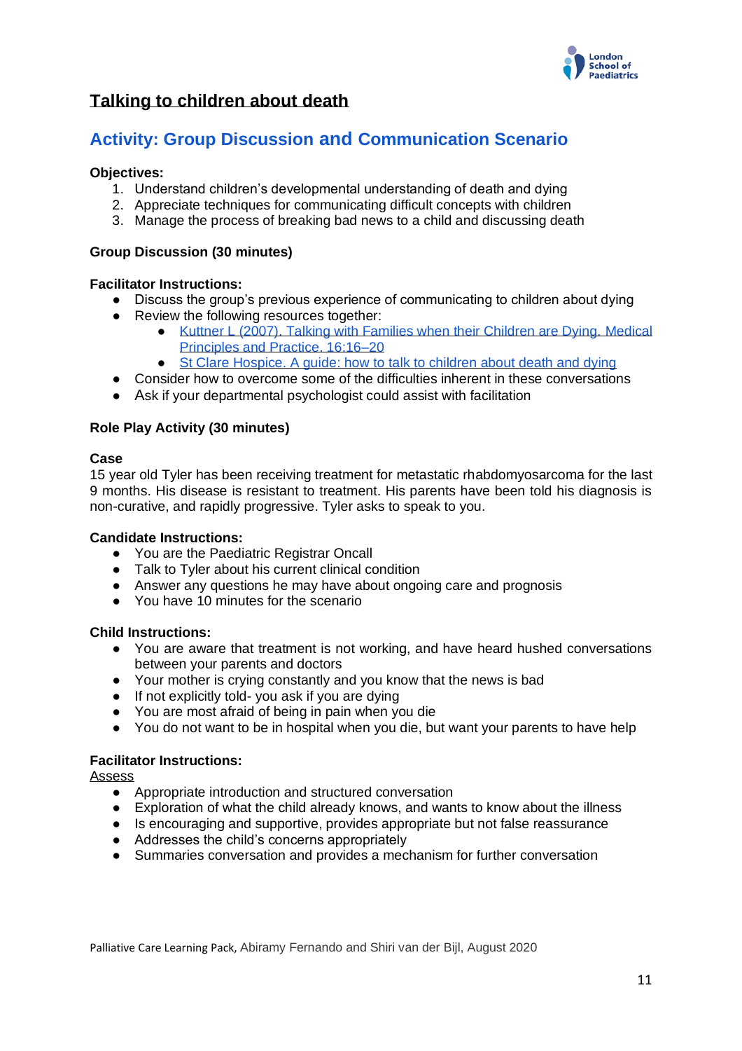# Talking to children about death

## Activity: Group Discussion and Communication Scenario

**Objectives:**

1. Understand children's developmental understanding of death and dying
2. Appreciate techniques for communicating difficult concepts with children
3. Manage the process of breaking bad news to a child and discussing death

**Group Discussion (30 minutes)**

**Facilitator Instructions:**

- Discuss the group's previous experience of communicating to children about dying
- Review the following resources together:
  - Kuttner L (2007). Talking with Families when their Children are Dying. Medical Principles and Practice. 16:16–20
  - St Clare Hospice. A guide: how to talk to children about death and dying
- Consider how to overcome some of the difficulties inherent in these conversations
- Ask if your departmental psychologist could assist with facilitation

**Role Play Activity (30 minutes)**

**Case**

15 year old Tyler has been receiving treatment for metastatic rhabdomyosarcoma for the last 9 months. His disease is resistant to treatment. His parents have been told his diagnosis is non-curative, and rapidly progressive. Tyler asks to speak to you.

**Candidate Instructions:**

- You are the Paediatric Registrar Oncall
- Talk to Tyler about his current clinical condition
- Answer any questions he may have about ongoing care and prognosis
- You have 10 minutes for the scenario

**Child Instructions:**

- You are aware that treatment is not working, and have heard hushed conversations between your parents and doctors
- Your mother is crying constantly and you know that the news is bad
- If not explicitly told- you ask if you are dying
- You are most afraid of being in pain when you die
- You do not want to be in hospital when you die, but want your parents to have help

**Facilitator Instructions:**

Assess

- Appropriate introduction and structured conversation
- Exploration of what the child already knows, and wants to know about the illness
- Is encouraging and supportive, provides appropriate but not false reassurance
- Addresses the child's concerns appropriately
- Summaries conversation and provides a mechanism for further conversation

Palliative Care Learning Pack, Abiramy Fernando and Shiri van der Bijl, August 2020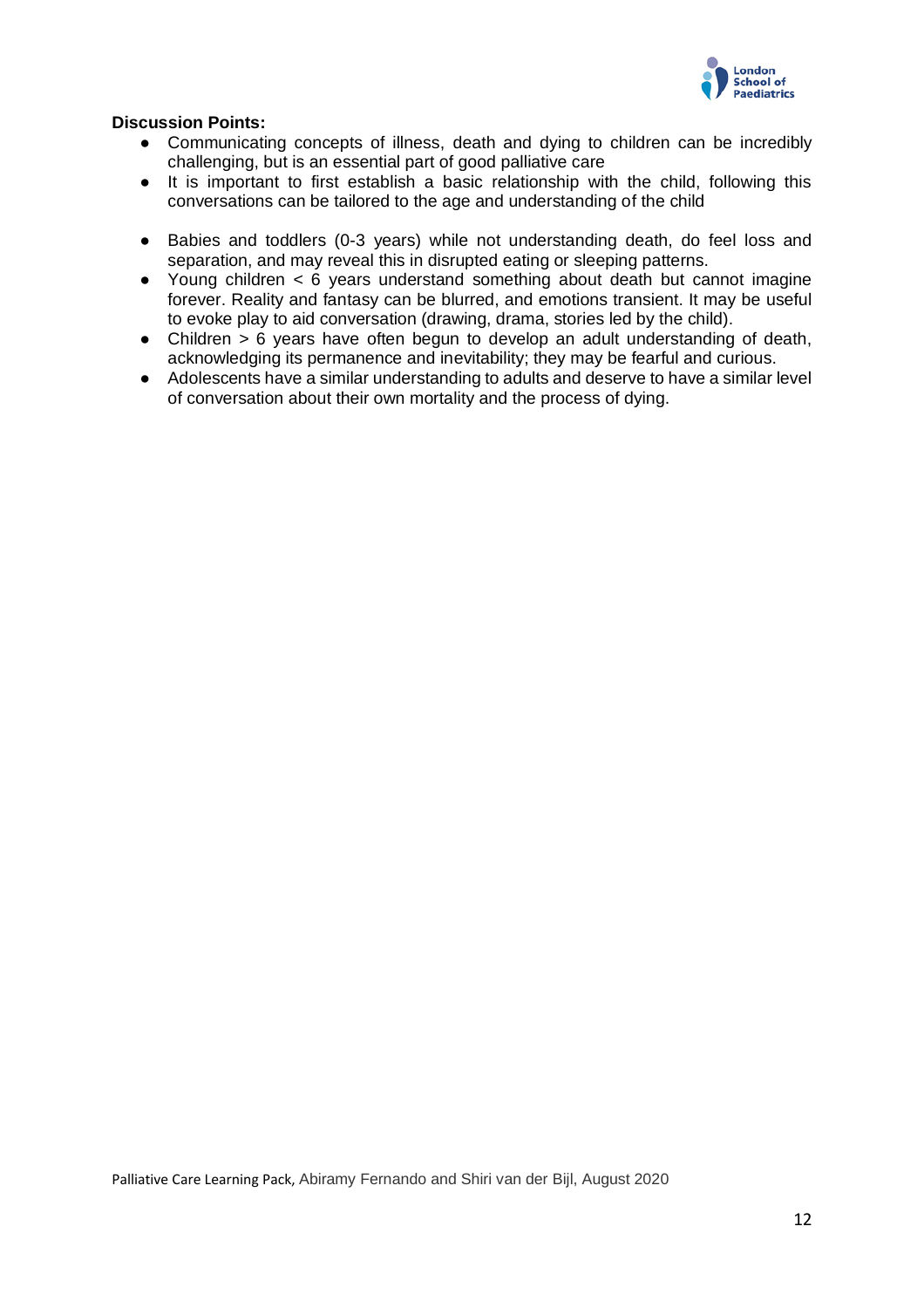**Discussion Points:**

- Communicating concepts of illness, death and dying to children can be incredibly challenging, but is an essential part of good palliative care
- It is important to first establish a basic relationship with the child, following this conversations can be tailored to the age and understanding of the child

- Babies and toddlers (0-3 years) while not understanding death, do feel loss and separation, and may reveal this in disrupted eating or sleeping patterns.
- Young children < 6 years understand something about death but cannot imagine forever. Reality and fantasy can be blurred, and emotions transient. It may be useful to evoke play to aid conversation (drawing, drama, stories led by the child).
- Children > 6 years have often begun to develop an adult understanding of death, acknowledging its permanence and inevitability; they may be fearful and curious.
- Adolescents have a similar understanding to adults and deserve to have a similar level of conversation about their own mortality and the process of dying.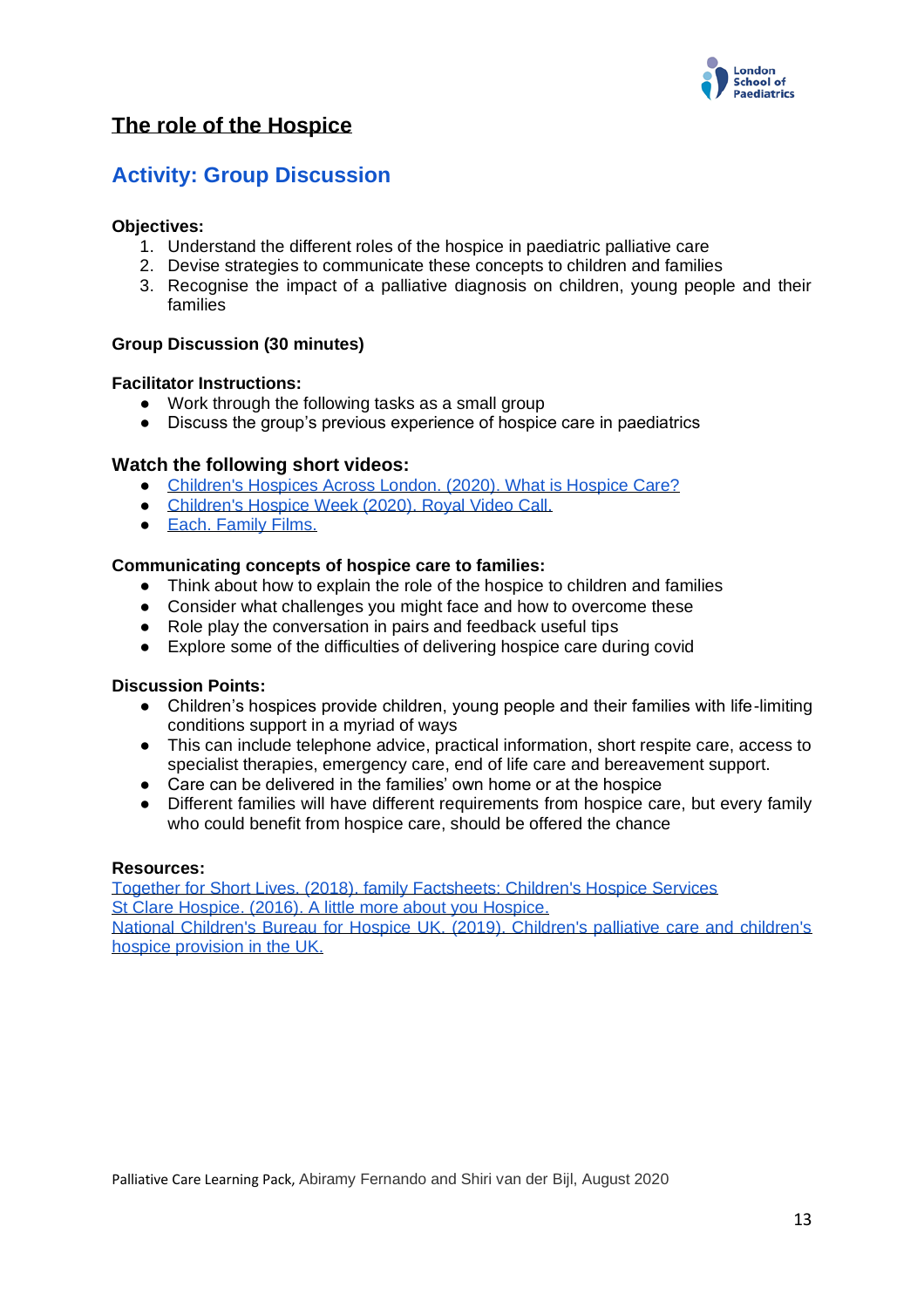## The role of the Hospice

### Activity: Group Discussion

**Objectives:**

1. Understand the different roles of the hospice in paediatric palliative care
2. Devise strategies to communicate these concepts to children and families
3. Recognise the impact of a palliative diagnosis on children, young people and their families

**Group Discussion (30 minutes)**

**Facilitator Instructions:**

- Work through the following tasks as a small group
- Discuss the group's previous experience of hospice care in paediatrics

**Watch the following short videos:**

- Children's Hospices Across London. (2020). What is Hospice Care?
- Children's Hospice Week (2020). Royal Video Call.
- Each. Family Films.

**Communicating concepts of hospice care to families:**

- Think about how to explain the role of the hospice to children and families
- Consider what challenges you might face and how to overcome these
- Role play the conversation in pairs and feedback useful tips
- Explore some of the difficulties of delivering hospice care during covid

**Discussion Points:**

- Children's hospices provide children, young people and their families with life-limiting conditions support in a myriad of ways
- This can include telephone advice, practical information, short respite care, access to specialist therapies, emergency care, end of life care and bereavement support.
- Care can be delivered in the families' own home or at the hospice
- Different families will have different requirements from hospice care, but every family who could benefit from hospice care, should be offered the chance

**Resources:**

Together for Short Lives. (2018). family Factsheets: Children's Hospice Services
St Clare Hospice. (2016). A little more about you Hospice.
National Children's Bureau for Hospice UK. (2019). Children's palliative care and children's hospice provision in the UK.

Palliative Care Learning Pack, Abiramy Fernando and Shiri van der Bijl, August 2020